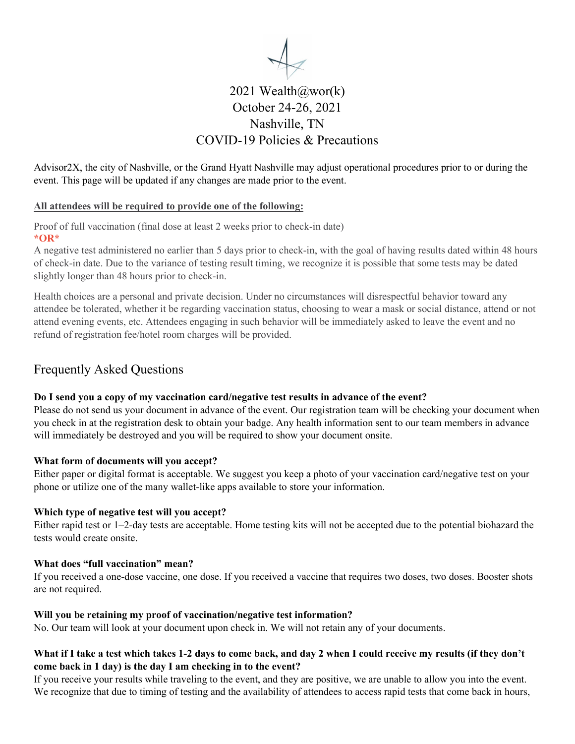# 2021 Wealth@wor(k)
# October 24-26, 2021
# Nashville, TN
# COVID-19 Policies & Precautions

Advisor2X, the city of Nashville, or the Grand Hyatt Nashville may adjust operational procedures prior to or during the event. This page will be updated if any changes are made prior to the event.

**All attendees will be required to provide one of the following:**

Proof of full vaccination (final dose at least 2 weeks prior to check-in date)
***OR***
A negative test administered no earlier than 5 days prior to check-in, with the goal of having results dated within 48 hours of check-in date. Due to the variance of testing result timing, we recognize it is possible that some tests may be dated slightly longer than 48 hours prior to check-in.

Health choices are a personal and private decision. Under no circumstances will disrespectful behavior toward any attendee be tolerated, whether it be regarding vaccination status, choosing to wear a mask or social distance, attend or not attend evening events, etc. Attendees engaging in such behavior will be immediately asked to leave the event and no refund of registration fee/hotel room charges will be provided.

## Frequently Asked Questions

**Do I send you a copy of my vaccination card/negative test results in advance of the event?**
Please do not send us your document in advance of the event. Our registration team will be checking your document when you check in at the registration desk to obtain your badge. Any health information sent to our team members in advance will immediately be destroyed and you will be required to show your document onsite.

**What form of documents will you accept?**
Either paper or digital format is acceptable. We suggest you keep a photo of your vaccination card/negative test on your phone or utilize one of the many wallet-like apps available to store your information.

**Which type of negative test will you accept?**
Either rapid test or 1–2-day tests are acceptable. Home testing kits will not be accepted due to the potential biohazard the tests would create onsite.

**What does "full vaccination" mean?**
If you received a one-dose vaccine, one dose. If you received a vaccine that requires two doses, two doses. Booster shots are not required.

**Will you be retaining my proof of vaccination/negative test information?**
No. Our team will look at your document upon check in. We will not retain any of your documents.

**What if I take a test which takes 1-2 days to come back, and day 2 when I could receive my results (if they don't come back in 1 day) is the day I am checking in to the event?**
If you receive your results while traveling to the event, and they are positive, we are unable to allow you into the event. We recognize that due to timing of testing and the availability of attendees to access rapid tests that come back in hours,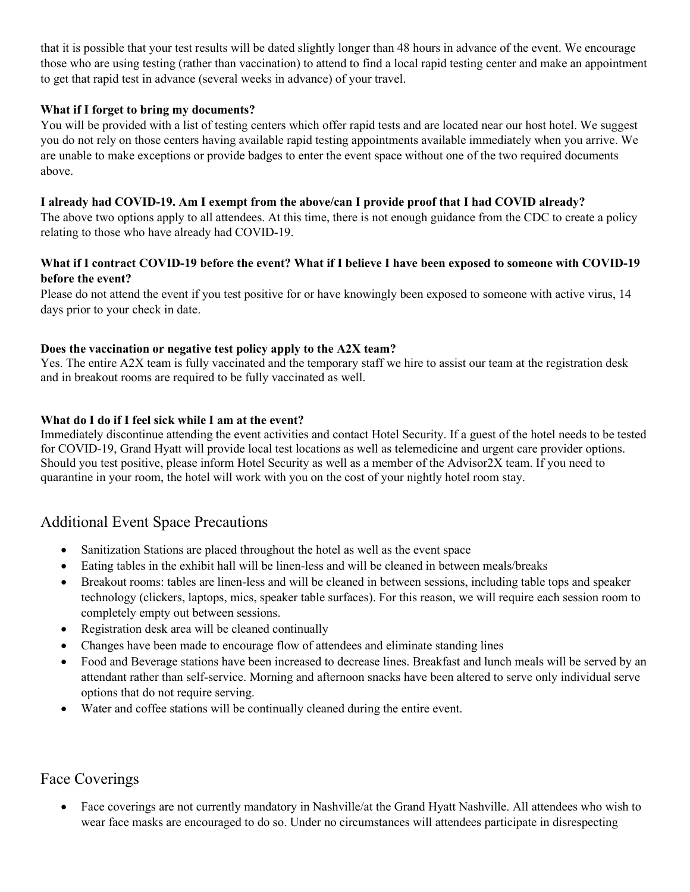that it is possible that your test results will be dated slightly longer than 48 hours in advance of the event. We encourage those who are using testing (rather than vaccination) to attend to find a local rapid testing center and make an appointment to get that rapid test in advance (several weeks in advance) of your travel.

**What if I forget to bring my documents?**

You will be provided with a list of testing centers which offer rapid tests and are located near our host hotel. We suggest you do not rely on those centers having available rapid testing appointments available immediately when you arrive. We are unable to make exceptions or provide badges to enter the event space without one of the two required documents above.

**I already had COVID-19. Am I exempt from the above/can I provide proof that I had COVID already?**

The above two options apply to all attendees. At this time, there is not enough guidance from the CDC to create a policy relating to those who have already had COVID-19.

**What if I contract COVID-19 before the event? What if I believe I have been exposed to someone with COVID-19 before the event?**

Please do not attend the event if you test positive for or have knowingly been exposed to someone with active virus, 14 days prior to your check in date.

**Does the vaccination or negative test policy apply to the A2X team?**

Yes. The entire A2X team is fully vaccinated and the temporary staff we hire to assist our team at the registration desk and in breakout rooms are required to be fully vaccinated as well.

**What do I do if I feel sick while I am at the event?**

Immediately discontinue attending the event activities and contact Hotel Security. If a guest of the hotel needs to be tested for COVID-19, Grand Hyatt will provide local test locations as well as telemedicine and urgent care provider options. Should you test positive, please inform Hotel Security as well as a member of the Advisor2X team. If you need to quarantine in your room, the hotel will work with you on the cost of your nightly hotel room stay.

## Additional Event Space Precautions

- Sanitization Stations are placed throughout the hotel as well as the event space
- Eating tables in the exhibit hall will be linen-less and will be cleaned in between meals/breaks
- Breakout rooms: tables are linen-less and will be cleaned in between sessions, including table tops and speaker technology (clickers, laptops, mics, speaker table surfaces). For this reason, we will require each session room to completely empty out between sessions.
- Registration desk area will be cleaned continually
- Changes have been made to encourage flow of attendees and eliminate standing lines
- Food and Beverage stations have been increased to decrease lines. Breakfast and lunch meals will be served by an attendant rather than self-service. Morning and afternoon snacks have been altered to serve only individual serve options that do not require serving.
- Water and coffee stations will be continually cleaned during the entire event.

## Face Coverings

- Face coverings are not currently mandatory in Nashville/at the Grand Hyatt Nashville. All attendees who wish to wear face masks are encouraged to do so. Under no circumstances will attendees participate in disrespecting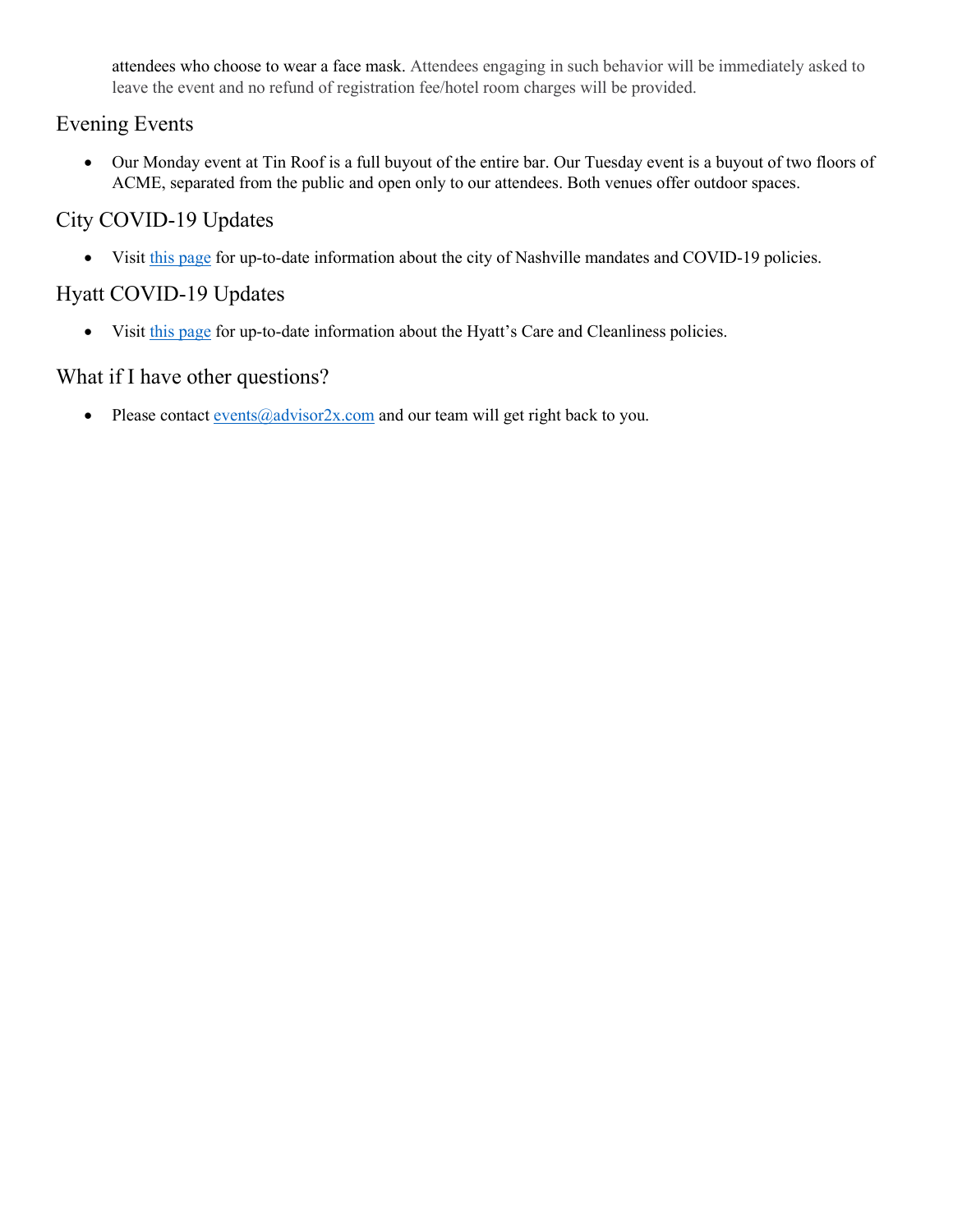attendees who choose to wear a face mask. Attendees engaging in such behavior will be immediately asked to leave the event and no refund of registration fee/hotel room charges will be provided.

## Evening Events

- Our Monday event at Tin Roof is a full buyout of the entire bar. Our Tuesday event is a buyout of two floors of ACME, separated from the public and open only to our attendees. Both venues offer outdoor spaces.

## City COVID-19 Updates

- Visit this page for up-to-date information about the city of Nashville mandates and COVID-19 policies.

## Hyatt COVID-19 Updates

- Visit this page for up-to-date information about the Hyatt's Care and Cleanliness policies.

## What if I have other questions?

- Please contact events@advisor2x.com and our team will get right back to you.